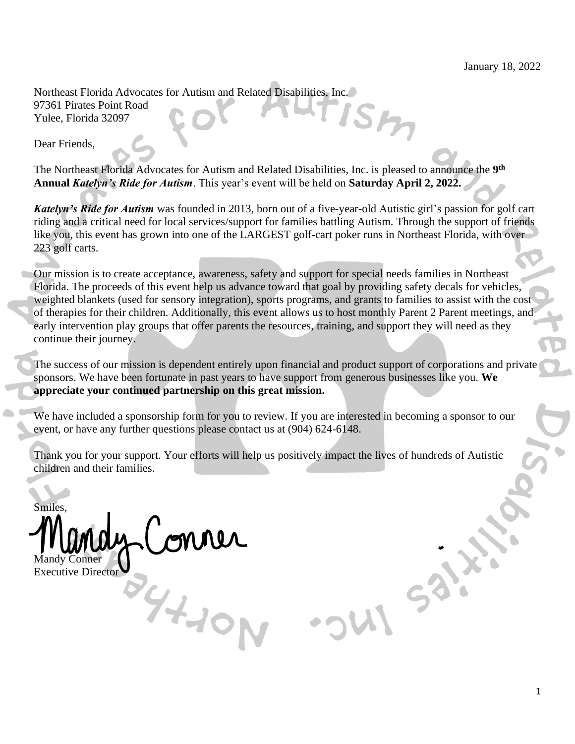January 18, 2022

Northeast Florida Advocates for Autism and Related Disabilities, Inc.
97361 Pirates Point Road
Yulee, Florida 32097

Dear Friends,

The Northeast Florida Advocates for Autism and Related Disabilities, Inc. is pleased to announce the **9th Annual *Katelyn's Ride for Autism***. This year's event will be held on **Saturday April 2, 2022.**

***Katelyn's Ride for Autism*** was founded in 2013, born out of a five-year-old Autistic girl's passion for golf cart riding and a critical need for local services/support for families battling Autism. Through the support of friends like you, this event has grown into one of the LARGEST golf-cart poker runs in Northeast Florida, with over 223 golf carts.

Our mission is to create acceptance, awareness, safety and support for special needs families in Northeast Florida. The proceeds of this event help us advance toward that goal by providing safety decals for vehicles, weighted blankets (used for sensory integration), sports programs, and grants to families to assist with the cost of therapies for their children. Additionally, this event allows us to host monthly Parent 2 Parent meetings, and early intervention play groups that offer parents the resources, training, and support they will need as they continue their journey.

The success of our mission is dependent entirely upon financial and product support of corporations and private sponsors. We have been fortunate in past years to have support from generous businesses like you. **We appreciate your continued partnership on this great mission.**

We have included a sponsorship form for you to review. If you are interested in becoming a sponsor to our event, or have any further questions please contact us at (904) 624-6148.

Thank you for your support. Your efforts will help us positively impact the lives of hundreds of Autistic children and their families.

Smiles,

Mandy Conner

Mandy Conner
Executive Director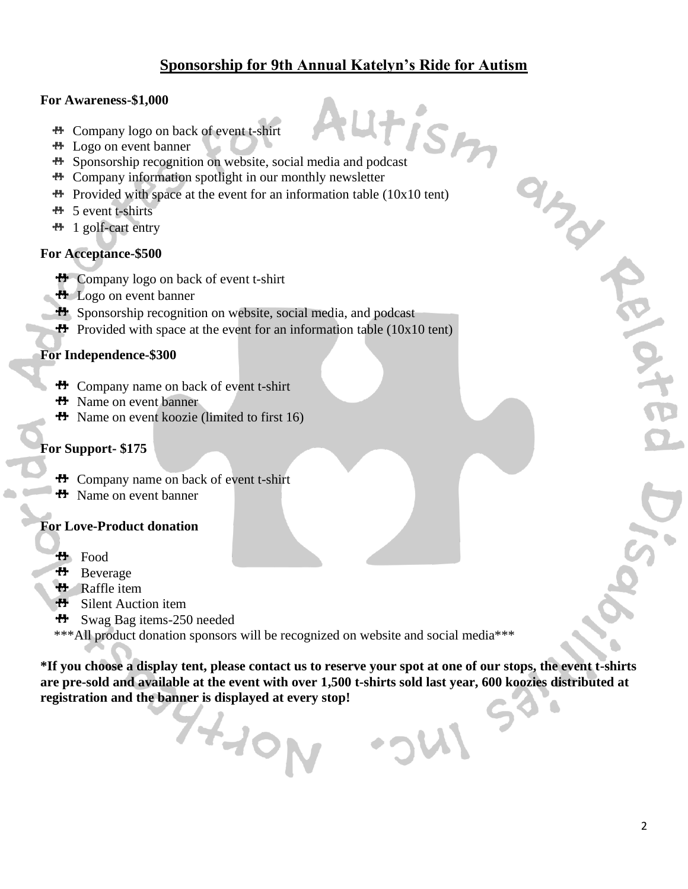# Sponsorship for 9th Annual Katelyn's Ride for Autism

**For Awareness-$1,000**

- Company logo on back of event t-shirt
- Logo on event banner
- Sponsorship recognition on website, social media and podcast
- Company information spotlight in our monthly newsletter
- Provided with space at the event for an information table (10x10 tent)
- 5 event t-shirts
- 1 golf-cart entry

**For Acceptance-$500**

- Company logo on back of event t-shirt
- Logo on event banner
- Sponsorship recognition on website, social media, and podcast
- Provided with space at the event for an information table (10x10 tent)

**For Independence-$300**

- Company name on back of event t-shirt
- Name on event banner
- Name on event koozie (limited to first 16)

**For Support- $175**

- Company name on back of event t-shirt
- Name on event banner

**For Love-Product donation**

- Food
- Beverage
- Raffle item
- Silent Auction item
- Swag Bag items-250 needed

***All product donation sponsors will be recognized on website and social media***

**\*If you choose a display tent, please contact us to reserve your spot at one of our stops, the event t-shirts are pre-sold and available at the event with over 1,500 t-shirts sold last year, 600 koozies distributed at registration and the banner is displayed at every stop!**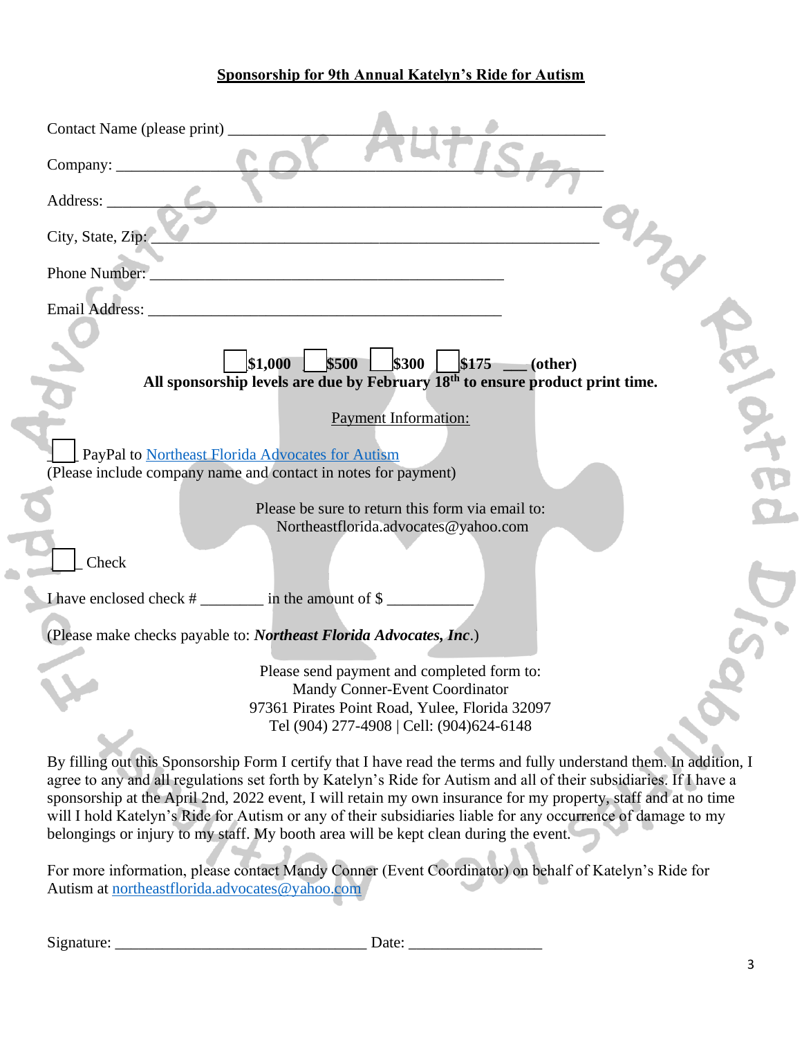**<u>Sponsorship for 9th Annual Katelyn's Ride for Autism</u>**

Contact Name (please print) ___________________________________________

Company: ____________________________________________________

Address: _____________________________________________________

City, State, Zip: ______________________________________________

Phone Number: ______________________________________

Email Address: ______________________________________

☐ **$1,000** ☐ **$500** ☐ **$300** ☐ **$175** ___ **(other)**

**All sponsorship levels are due by February 18th to ensure product print time.**

<u>Payment Information:</u>

☐ PayPal to [Northeast Florida Advocates for Autism]
(Please include company name and contact in notes for payment)

Please be sure to return this form via email to:
Northeastflorida.advocates@yahoo.com

☐ Check

I have enclosed check # ________ in the amount of $ ___________

(Please make checks payable to: ***Northeast Florida Advocates, Inc***.)

Please send payment and completed form to:
Mandy Conner-Event Coordinator
97361 Pirates Point Road, Yulee, Florida 32097
Tel (904) 277-4908 | Cell: (904)624-6148

By filling out this Sponsorship Form I certify that I have read the terms and fully understand them. In addition, I agree to any and all regulations set forth by Katelyn's Ride for Autism and all of their subsidiaries. If I have a sponsorship at the April 2nd, 2022 event, I will retain my own insurance for my property, staff and at no time will I hold Katelyn's Ride for Autism or any of their subsidiaries liable for any occurrence of damage to my belongings or injury to my staff. My booth area will be kept clean during the event.

For more information, please contact Mandy Conner (Event Coordinator) on behalf of Katelyn's Ride for Autism at northeastflorida.advocates@yahoo.com

Signature: ________________________________ Date: _________________